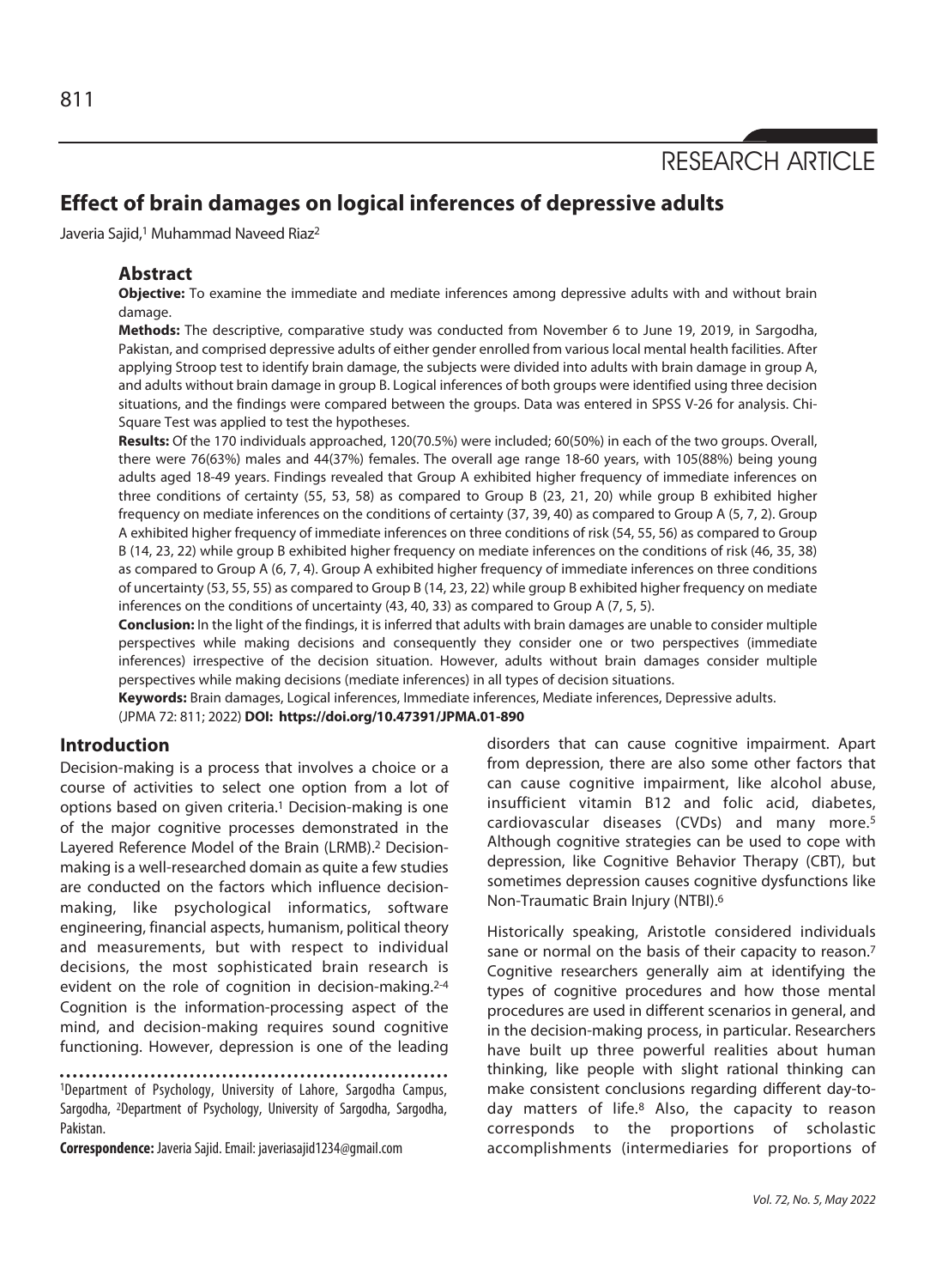RESEARCH ARTICLE

# Effect of brain damages on logical inferences of depressive adults

Javeria Sajid,[1] Muhammad Naveed Riaz[2]

## Abstract

**Objective:** To examine the immediate and mediate inferences among depressive adults with and without brain damage.

**Methods:** The descriptive, comparative study was conducted from November 6 to June 19, 2019, in Sargodha, Pakistan, and comprised depressive adults of either gender enrolled from various local mental health facilities. After applying Stroop test to identify brain damage, the subjects were divided into adults with brain damage in group A, and adults without brain damage in group B. Logical inferences of both groups were identified using three decision situations, and the findings were compared between the groups. Data was entered in SPSS V-26 for analysis. Chi-Square Test was applied to test the hypotheses.

**Results:** Of the 170 individuals approached, 120(70.5%) were included; 60(50%) in each of the two groups. Overall, there were 76(63%) males and 44(37%) females. The overall age range 18-60 years, with 105(88%) being young adults aged 18-49 years. Findings revealed that Group A exhibited higher frequency of immediate inferences on three conditions of certainty (55, 53, 58) as compared to Group B (23, 21, 20) while group B exhibited higher frequency on mediate inferences on the conditions of certainty (37, 39, 40) as compared to Group A (5, 7, 2). Group A exhibited higher frequency of immediate inferences on three conditions of risk (54, 55, 56) as compared to Group B (14, 23, 22) while group B exhibited higher frequency on mediate inferences on the conditions of risk (46, 35, 38) as compared to Group A (6, 7, 4). Group A exhibited higher frequency of immediate inferences on three conditions of uncertainty (53, 55, 55) as compared to Group B (14, 23, 22) while group B exhibited higher frequency on mediate inferences on the conditions of uncertainty (43, 40, 33) as compared to Group A (7, 5, 5).

**Conclusion:** In the light of the findings, it is inferred that adults with brain damages are unable to consider multiple perspectives while making decisions and consequently they consider one or two perspectives (immediate inferences) irrespective of the decision situation. However, adults without brain damages consider multiple perspectives while making decisions (mediate inferences) in all types of decision situations.

**Keywords:** Brain damages, Logical inferences, Immediate inferences, Mediate inferences, Depressive adults.

(JPMA 72: 811; 2022) **DOI: https://doi.org/10.47391/JPMA.01-890**

## Introduction

Decision-making is a process that involves a choice or a course of activities to select one option from a lot of options based on given criteria.[1] Decision-making is one of the major cognitive processes demonstrated in the Layered Reference Model of the Brain (LRMB).[2] Decision-making is a well-researched domain as quite a few studies are conducted on the factors which influence decision-making, like psychological informatics, software engineering, financial aspects, humanism, political theory and measurements, but with respect to individual decisions, the most sophisticated brain research is evident on the role of cognition in decision-making.[2-4] Cognition is the information-processing aspect of the mind, and decision-making requires sound cognitive functioning. However, depression is one of the leading disorders that can cause cognitive impairment. Apart from depression, there are also some other factors that can cause cognitive impairment, like alcohol abuse, insufficient vitamin B12 and folic acid, diabetes, cardiovascular diseases (CVDs) and many more.[5] Although cognitive strategies can be used to cope with depression, like Cognitive Behavior Therapy (CBT), but sometimes depression causes cognitive dysfunctions like Non-Traumatic Brain Injury (NTBI).[6]

Historically speaking, Aristotle considered individuals sane or normal on the basis of their capacity to reason.[7] Cognitive researchers generally aim at identifying the types of cognitive procedures and how those mental procedures are used in different scenarios in general, and in the decision-making process, in particular. Researchers have built up three powerful realities about human thinking, like people with slight rational thinking can make consistent conclusions regarding different day-to-day matters of life.[8] Also, the capacity to reason corresponds to the proportions of scholastic accomplishments (intermediaries for proportions of

[1]Department of Psychology, University of Lahore, Sargodha Campus, Sargodha, [2]Department of Psychology, University of Sargodha, Sargodha, Pakistan.

**Correspondence:** Javeria Sajid. Email: javeriasajid1234@gmail.com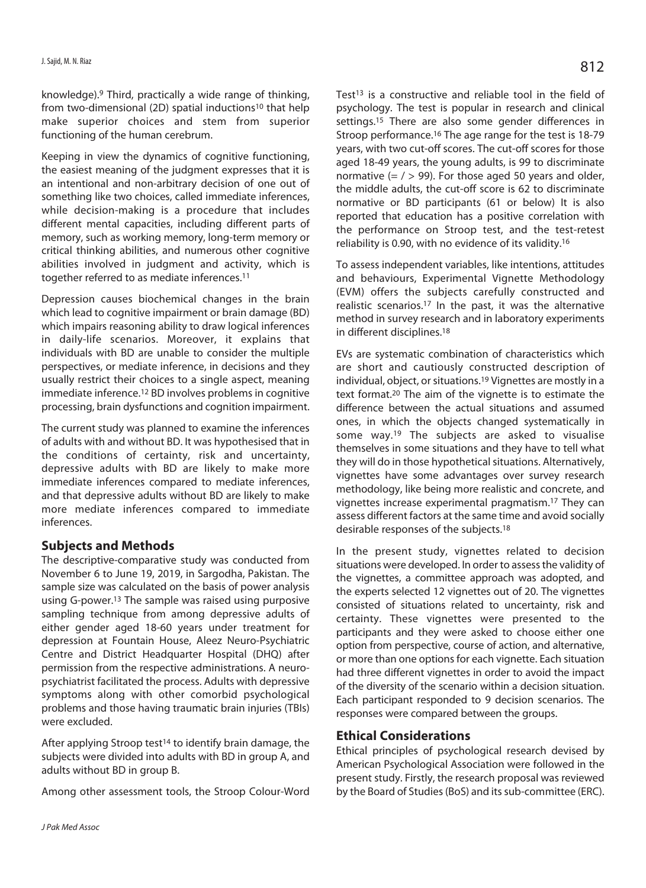knowledge).[9] Third, practically a wide range of thinking, from two-dimensional (2D) spatial inductions[10] that help make superior choices and stem from superior functioning of the human cerebrum.

Keeping in view the dynamics of cognitive functioning, the easiest meaning of the judgment expresses that it is an intentional and non-arbitrary decision of one out of something like two choices, called immediate inferences, while decision-making is a procedure that includes different mental capacities, including different parts of memory, such as working memory, long-term memory or critical thinking abilities, and numerous other cognitive abilities involved in judgment and activity, which is together referred to as mediate inferences.[11]

Depression causes biochemical changes in the brain which lead to cognitive impairment or brain damage (BD) which impairs reasoning ability to draw logical inferences in daily-life scenarios. Moreover, it explains that individuals with BD are unable to consider the multiple perspectives, or mediate inference, in decisions and they usually restrict their choices to a single aspect, meaning immediate inference.[12] BD involves problems in cognitive processing, brain dysfunctions and cognition impairment.

The current study was planned to examine the inferences of adults with and without BD. It was hypothesised that in the conditions of certainty, risk and uncertainty, depressive adults with BD are likely to make more immediate inferences compared to mediate inferences, and that depressive adults without BD are likely to make more mediate inferences compared to immediate inferences.

## Subjects and Methods

The descriptive-comparative study was conducted from November 6 to June 19, 2019, in Sargodha, Pakistan. The sample size was calculated on the basis of power analysis using G-power.[13] The sample was raised using purposive sampling technique from among depressive adults of either gender aged 18-60 years under treatment for depression at Fountain House, Aleez Neuro-Psychiatric Centre and District Headquarter Hospital (DHQ) after permission from the respective administrations. A neuro-psychiatrist facilitated the process. Adults with depressive symptoms along with other comorbid psychological problems and those having traumatic brain injuries (TBIs) were excluded.

After applying Stroop test[14] to identify brain damage, the subjects were divided into adults with BD in group A, and adults without BD in group B.

Among other assessment tools, the Stroop Colour-Word Test[13] is a constructive and reliable tool in the field of psychology. The test is popular in research and clinical settings.[15] There are also some gender differences in Stroop performance.[16] The age range for the test is 18-79 years, with two cut-off scores. The cut-off scores for those aged 18-49 years, the young adults, is 99 to discriminate normative (= / > 99). For those aged 50 years and older, the middle adults, the cut-off score is 62 to discriminate normative or BD participants (61 or below) It is also reported that education has a positive correlation with the performance on Stroop test, and the test-retest reliability is 0.90, with no evidence of its validity.[16]

To assess independent variables, like intentions, attitudes and behaviours, Experimental Vignette Methodology (EVM) offers the subjects carefully constructed and realistic scenarios.[17] In the past, it was the alternative method in survey research and in laboratory experiments in different disciplines.[18]

EVs are systematic combination of characteristics which are short and cautiously constructed description of individual, object, or situations.[19] Vignettes are mostly in a text format.[20] The aim of the vignette is to estimate the difference between the actual situations and assumed ones, in which the objects changed systematically in some way.[19] The subjects are asked to visualise themselves in some situations and they have to tell what they will do in those hypothetical situations. Alternatively, vignettes have some advantages over survey research methodology, like being more realistic and concrete, and vignettes increase experimental pragmatism.[17] They can assess different factors at the same time and avoid socially desirable responses of the subjects.[18]

In the present study, vignettes related to decision situations were developed. In order to assess the validity of the vignettes, a committee approach was adopted, and the experts selected 12 vignettes out of 20. The vignettes consisted of situations related to uncertainty, risk and certainty. These vignettes were presented to the participants and they were asked to choose either one option from perspective, course of action, and alternative, or more than one options for each vignette. Each situation had three different vignettes in order to avoid the impact of the diversity of the scenario within a decision situation. Each participant responded to 9 decision scenarios. The responses were compared between the groups.

## Ethical Considerations

Ethical principles of psychological research devised by American Psychological Association were followed in the present study. Firstly, the research proposal was reviewed by the Board of Studies (BoS) and its sub-committee (ERC).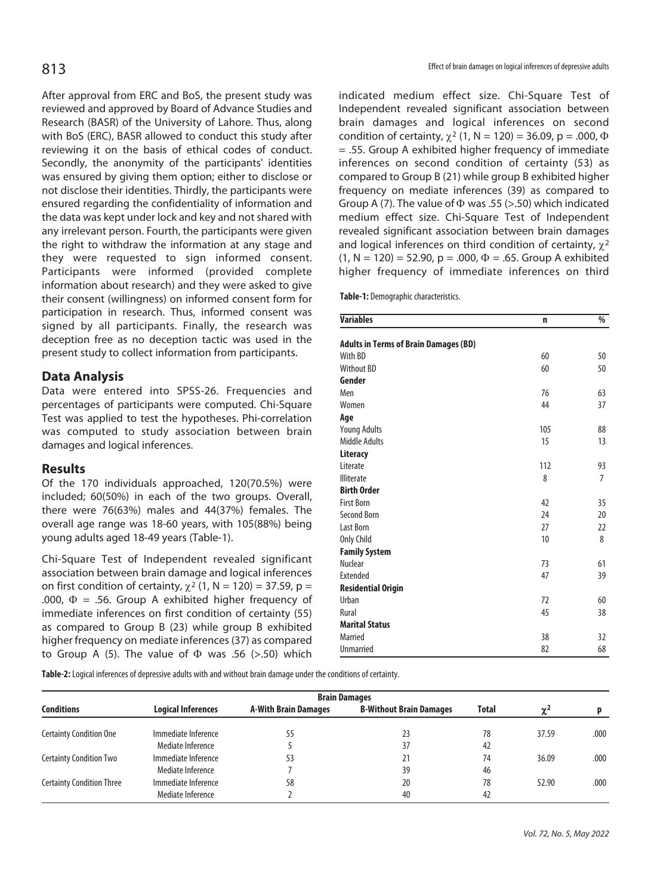After approval from ERC and BoS, the present study was reviewed and approved by Board of Advance Studies and Research (BASR) of the University of Lahore. Thus, along with BoS (ERC), BASR allowed to conduct this study after reviewing it on the basis of ethical codes of conduct. Secondly, the anonymity of the participants' identities was ensured by giving them option; either to disclose or not disclose their identities. Thirdly, the participants were ensured regarding the confidentiality of information and the data was kept under lock and key and not shared with any irrelevant person. Fourth, the participants were given the right to withdraw the information at any stage and they were requested to sign informed consent. Participants were informed (provided complete information about research) and they were asked to give their consent (willingness) on informed consent form for participation in research. Thus, informed consent was signed by all participants. Finally, the research was deception free as no deception tactic was used in the present study to collect information from participants.

## Data Analysis

Data were entered into SPSS-26. Frequencies and percentages of participants were computed. Chi-Square Test was applied to test the hypotheses. Phi-correlation was computed to study association between brain damages and logical inferences.

## Results

Of the 170 individuals approached, 120(70.5%) were included; 60(50%) in each of the two groups. Overall, there were 76(63%) males and 44(37%) females. The overall age range was 18-60 years, with 105(88%) being young adults aged 18-49 years (Table-1).

Chi-Square Test of Independent revealed significant association between brain damage and logical inferences on first condition of certainty, $\chi^2$ (1, N = 120) = 37.59, p = .000, $\Phi$ = .56. Group A exhibited higher frequency of immediate inferences on first condition of certainty (55) as compared to Group B (23) while group B exhibited higher frequency on mediate inferences (37) as compared to Group A (5). The value of $\Phi$ was .56 (>.50) which indicated medium effect size. Chi-Square Test of Independent revealed significant association between brain damages and logical inferences on second condition of certainty, $\chi^2$ (1, N = 120) = 36.09, p = .000, $\Phi$ = .55. Group A exhibited higher frequency of immediate inferences on second condition of certainty (53) as compared to Group B (21) while group B exhibited higher frequency on mediate inferences (39) as compared to Group A (7). The value of $\Phi$ was .55 (>.50) which indicated medium effect size. Chi-Square Test of Independent revealed significant association between brain damages and logical inferences on third condition of certainty, $\chi^2$ (1, N = 120) = 52.90, p = .000, $\Phi$ = .65. Group A exhibited higher frequency of immediate inferences on third

**Table-1:** Demographic characteristics.

| Variables | n | % |
|---|---|---|
| **Adults in Terms of Brain Damages (BD)** | | |
| With BD | 60 | 50 |
| Without BD | 60 | 50 |
| **Gender** | | |
| Men | 76 | 63 |
| Women | 44 | 37 |
| **Age** | | |
| Young Adults | 105 | 88 |
| Middle Adults | 15 | 13 |
| **Literacy** | | |
| Literate | 112 | 93 |
| Illiterate | 8 | 7 |
| **Birth Order** | | |
| First Born | 42 | 35 |
| Second Born | 24 | 20 |
| Last Born | 27 | 22 |
| Only Child | 10 | 8 |
| **Family System** | | |
| Nuclear | 73 | 61 |
| Extended | 47 | 39 |
| **Residential Origin** | | |
| Urban | 72 | 60 |
| Rural | 45 | 38 |
| **Marital Status** | | |
| Married | 38 | 32 |
| Unmarried | 82 | 68 |

**Table-2:** Logical inferences of depressive adults with and without brain damage under the conditions of certainty.

| | | Brain Damages | | | | |
|---|---|---|---|---|---|---|
| Conditions | Logical Inferences | A-With Brain Damages | B-Without Brain Damages | Total | $\chi^2$ | p |
| Certainty Condition One | Immediate Inference | 55 | 23 | 78 | 37.59 | .000 |
| | Mediate Inference | 5 | 37 | 42 | | |
| Certainty Condition Two | Immediate Inference | 53 | 21 | 74 | 36.09 | .000 |
| | Mediate Inference | 7 | 39 | 46 | | |
| Certainty Condition Three | Immediate Inference | 58 | 20 | 78 | 52.90 | .000 |
| | Mediate Inference | 2 | 40 | 42 | | |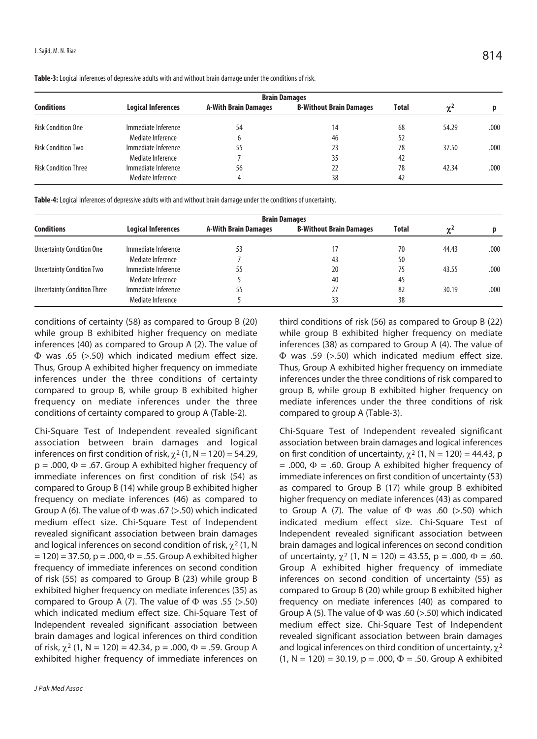**Table-3:** Logical inferences of depressive adults with and without brain damage under the conditions of risk.

| Conditions | Logical Inferences | Brain Damages | | | | |
|---|---|---|---|---|---|---|
| | | A-With Brain Damages | B-Without Brain Damages | Total | $\chi^2$ | p |
| Risk Condition One | Immediate Inference | 54 | 14 | 68 | 54.29 | .000 |
| | Mediate Inference | 6 | 46 | 52 | | |
| Risk Condition Two | Immediate Inference | 55 | 23 | 78 | 37.50 | .000 |
| | Mediate Inference | 7 | 35 | 42 | | |
| Risk Condition Three | Immediate Inference | 56 | 22 | 78 | 42.34 | .000 |
| | Mediate Inference | 4 | 38 | 42 | | |

**Table-4:** Logical inferences of depressive adults with and without brain damage under the conditions of uncertainty.

| Conditions | Logical Inferences | Brain Damages | | | | |
|---|---|---|---|---|---|---|
| | | A-With Brain Damages | B-Without Brain Damages | Total | $\chi^2$ | p |
| Uncertainty Condition One | Immediate Inference | 53 | 17 | 70 | 44.43 | .000 |
| | Mediate Inference | 7 | 43 | 50 | | |
| Uncertainty Condition Two | Immediate Inference | 55 | 20 | 75 | 43.55 | .000 |
| | Mediate Inference | 5 | 40 | 45 | | |
| Uncertainty Condition Three | Immediate Inference | 55 | 27 | 82 | 30.19 | .000 |
| | Mediate Inference | 5 | 33 | 38 | | |

conditions of certainty (58) as compared to Group B (20) while group B exhibited higher frequency on mediate inferences (40) as compared to Group A (2). The value of $\Phi$ was .65 (>.50) which indicated medium effect size. Thus, Group A exhibited higher frequency on immediate inferences under the three conditions of certainty compared to group B, while group B exhibited higher frequency on mediate inferences under the three conditions of certainty compared to group A (Table-2).

Chi-Square Test of Independent revealed significant association between brain damages and logical inferences on first condition of risk, $\chi^2$ (1, N = 120) = 54.29, p = .000, $\Phi$ = .67. Group A exhibited higher frequency of immediate inferences on first condition of risk (54) as compared to Group B (14) while group B exhibited higher frequency on mediate inferences (46) as compared to Group A (6). The value of $\Phi$ was .67 (>.50) which indicated medium effect size. Chi-Square Test of Independent revealed significant association between brain damages and logical inferences on second condition of risk, $\chi^2$ (1, N = 120) = 37.50, p = .000, $\Phi$ = .55. Group A exhibited higher frequency of immediate inferences on second condition of risk (55) as compared to Group B (23) while group B exhibited higher frequency on mediate inferences (35) as compared to Group A (7). The value of $\Phi$ was .55 (>.50) which indicated medium effect size. Chi-Square Test of Independent revealed significant association between brain damages and logical inferences on third condition of risk, $\chi^2$ (1, N = 120) = 42.34, p = .000, $\Phi$ = .59. Group A exhibited higher frequency of immediate inferences on third conditions of risk (56) as compared to Group B (22) while group B exhibited higher frequency on mediate inferences (38) as compared to Group A (4). The value of $\Phi$ was .59 (>.50) which indicated medium effect size. Thus, Group A exhibited higher frequency on immediate inferences under the three conditions of risk compared to group B, while group B exhibited higher frequency on mediate inferences under the three conditions of risk compared to group A (Table-3).

Chi-Square Test of Independent revealed significant association between brain damages and logical inferences on first condition of uncertainty, $\chi^2$ (1, N = 120) = 44.43, p = .000, $\Phi$ = .60. Group A exhibited higher frequency of immediate inferences on first condition of uncertainty (53) as compared to Group B (17) while group B exhibited higher frequency on mediate inferences (43) as compared to Group A (7). The value of $\Phi$ was .60 (>.50) which indicated medium effect size. Chi-Square Test of Independent revealed significant association between brain damages and logical inferences on second condition of uncertainty, $\chi^2$ (1, N = 120) = 43.55, p = .000, $\Phi$ = .60. Group A exhibited higher frequency of immediate inferences on second condition of uncertainty (55) as compared to Group B (20) while group B exhibited higher frequency on mediate inferences (40) as compared to Group A (5). The value of $\Phi$ was .60 (>.50) which indicated medium effect size. Chi-Square Test of Independent revealed significant association between brain damages and logical inferences on third condition of uncertainty, $\chi^2$ (1, N = 120) = 30.19, p = .000, $\Phi$ = .50. Group A exhibited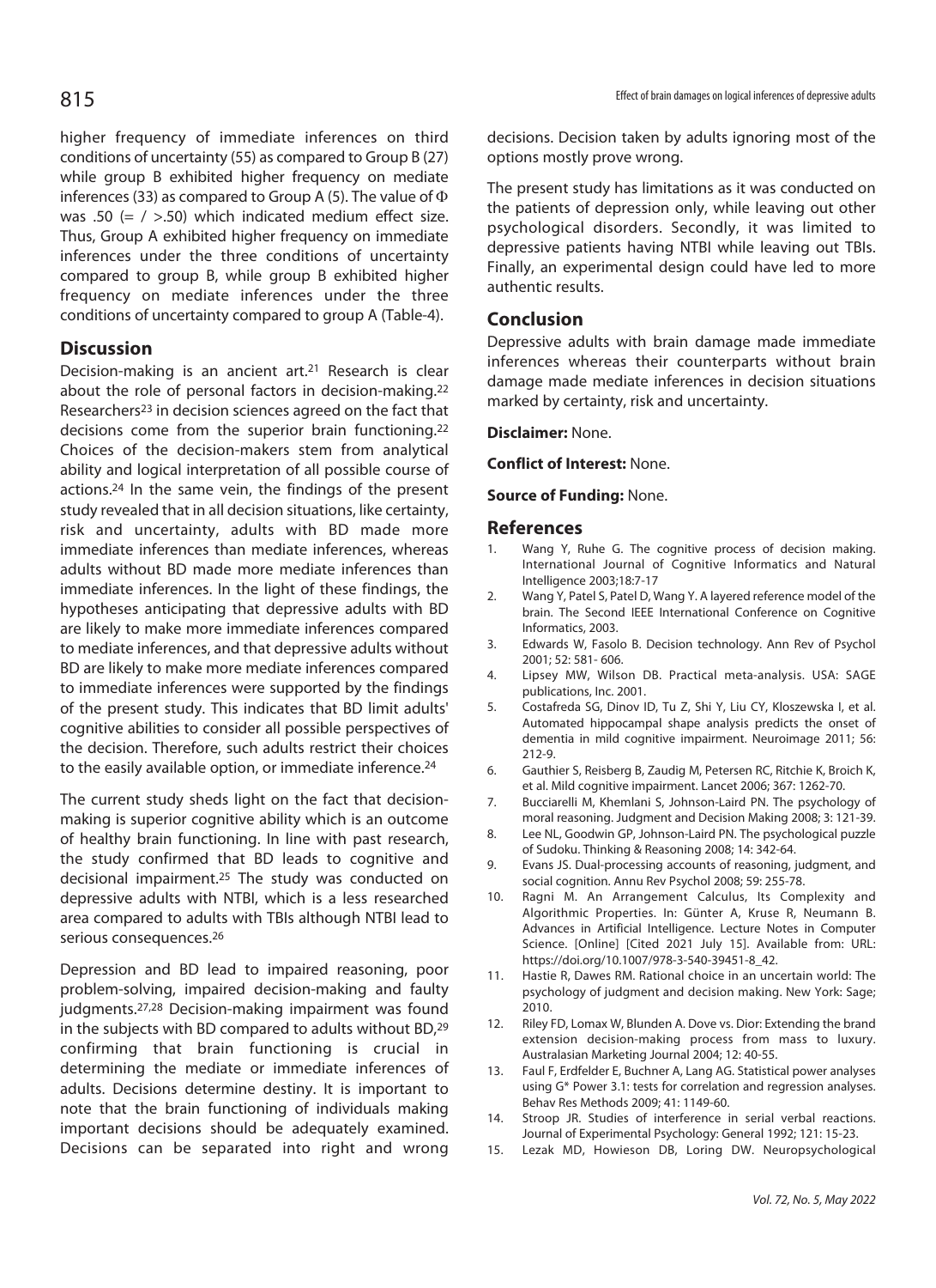higher frequency of immediate inferences on third conditions of uncertainty (55) as compared to Group B (27) while group B exhibited higher frequency on mediate inferences (33) as compared to Group A (5). The value of $\Phi$ was .50 (= / >.50) which indicated medium effect size. Thus, Group A exhibited higher frequency on immediate inferences under the three conditions of uncertainty compared to group B, while group B exhibited higher frequency on mediate inferences under the three conditions of uncertainty compared to group A (Table-4).

## Discussion

Decision-making is an ancient art.[21] Research is clear about the role of personal factors in decision-making.[22] Researchers[23] in decision sciences agreed on the fact that decisions come from the superior brain functioning.[22] Choices of the decision-makers stem from analytical ability and logical interpretation of all possible course of actions.[24] In the same vein, the findings of the present study revealed that in all decision situations, like certainty, risk and uncertainty, adults with BD made more immediate inferences than mediate inferences, whereas adults without BD made more mediate inferences than immediate inferences. In the light of these findings, the hypotheses anticipating that depressive adults with BD are likely to make more immediate inferences compared to mediate inferences, and that depressive adults without BD are likely to make more mediate inferences compared to immediate inferences were supported by the findings of the present study. This indicates that BD limit adults' cognitive abilities to consider all possible perspectives of the decision. Therefore, such adults restrict their choices to the easily available option, or immediate inference.[24]

The current study sheds light on the fact that decision-making is superior cognitive ability which is an outcome of healthy brain functioning. In line with past research, the study confirmed that BD leads to cognitive and decisional impairment.[25] The study was conducted on depressive adults with NTBI, which is a less researched area compared to adults with TBIs although NTBI lead to serious consequences.[26]

Depression and BD lead to impaired reasoning, poor problem-solving, impaired decision-making and faulty judgments.[27,28] Decision-making impairment was found in the subjects with BD compared to adults without BD,[29] confirming that brain functioning is crucial in determining the mediate or immediate inferences of adults. Decisions determine destiny. It is important to note that the brain functioning of individuals making important decisions should be adequately examined. Decisions can be separated into right and wrong decisions. Decision taken by adults ignoring most of the options mostly prove wrong.

The present study has limitations as it was conducted on the patients of depression only, while leaving out other psychological disorders. Secondly, it was limited to depressive patients having NTBI while leaving out TBIs. Finally, an experimental design could have led to more authentic results.

## Conclusion

Depressive adults with brain damage made immediate inferences whereas their counterparts without brain damage made mediate inferences in decision situations marked by certainty, risk and uncertainty.

**Disclaimer:** None.

**Conflict of Interest:** None.

**Source of Funding:** None.

## References

1. Wang Y, Ruhe G. The cognitive process of decision making. International Journal of Cognitive Informatics and Natural Intelligence 2003;18:7-17
2. Wang Y, Patel S, Patel D, Wang Y. A layered reference model of the brain. The Second IEEE International Conference on Cognitive Informatics, 2003.
3. Edwards W, Fasolo B. Decision technology. Ann Rev of Psychol 2001; 52: 581- 606.
4. Lipsey MW, Wilson DB. Practical meta-analysis. USA: SAGE publications, Inc. 2001.
5. Costafreda SG, Dinov ID, Tu Z, Shi Y, Liu CY, Kloszewska I, et al. Automated hippocampal shape analysis predicts the onset of dementia in mild cognitive impairment. Neuroimage 2011; 56: 212-9.
6. Gauthier S, Reisberg B, Zaudig M, Petersen RC, Ritchie K, Broich K, et al. Mild cognitive impairment. Lancet 2006; 367: 1262-70.
7. Bucciarelli M, Khemlani S, Johnson-Laird PN. The psychology of moral reasoning. Judgment and Decision Making 2008; 3: 121-39.
8. Lee NL, Goodwin GP, Johnson-Laird PN. The psychological puzzle of Sudoku. Thinking & Reasoning 2008; 14: 342-64.
9. Evans JS. Dual-processing accounts of reasoning, judgment, and social cognition. Annu Rev Psychol 2008; 59: 255-78.
10. Ragni M. An Arrangement Calculus, Its Complexity and Algorithmic Properties. In: Günter A, Kruse R, Neumann B. Advances in Artificial Intelligence. Lecture Notes in Computer Science. [Online] [Cited 2021 July 15]. Available from: URL: https://doi.org/10.1007/978-3-540-39451-8_42.
11. Hastie R, Dawes RM. Rational choice in an uncertain world: The psychology of judgment and decision making. New York: Sage; 2010.
12. Riley FD, Lomax W, Blunden A. Dove vs. Dior: Extending the brand extension decision-making process from mass to luxury. Australasian Marketing Journal 2004; 12: 40-55.
13. Faul F, Erdfelder E, Buchner A, Lang AG. Statistical power analyses using G* Power 3.1: tests for correlation and regression analyses. Behav Res Methods 2009; 41: 1149-60.
14. Stroop JR. Studies of interference in serial verbal reactions. Journal of Experimental Psychology: General 1992; 121: 15-23.
15. Lezak MD, Howieson DB, Loring DW. Neuropsychological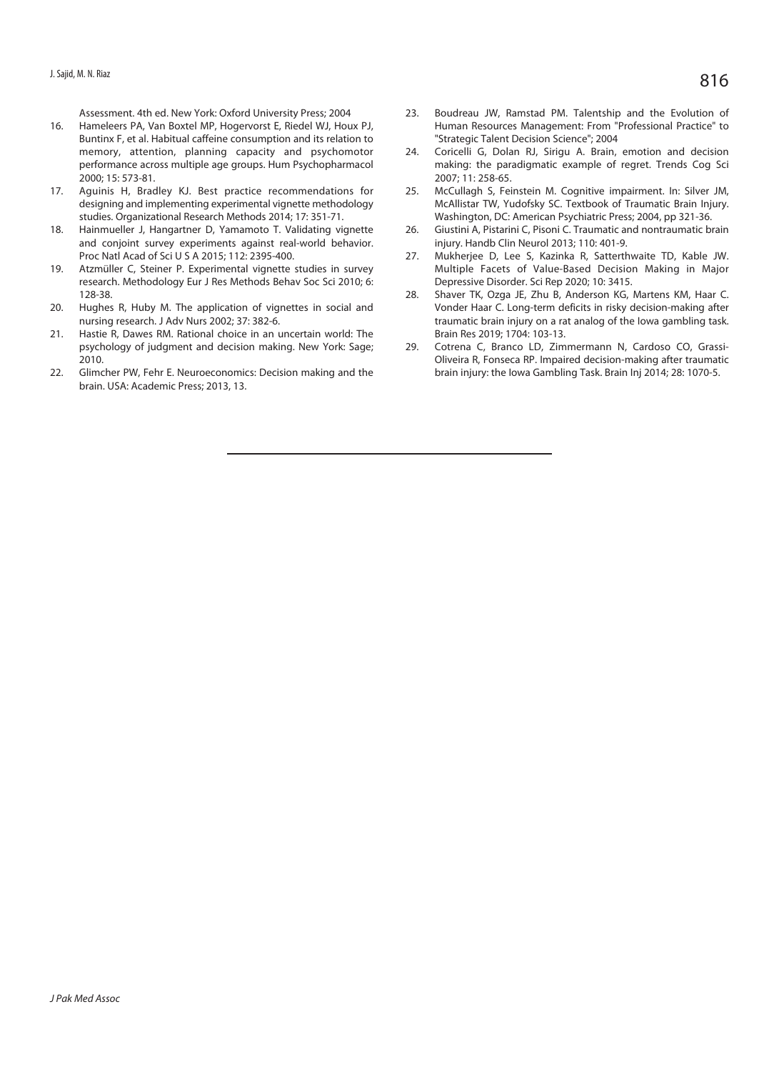Assessment. 4th ed. New York: Oxford University Press; 2004

16. Hameleers PA, Van Boxtel MP, Hogervorst E, Riedel WJ, Houx PJ, Buntinx F, et al. Habitual caffeine consumption and its relation to memory, attention, planning capacity and psychomotor performance across multiple age groups. Hum Psychopharmacol 2000; 15: 573-81.
17. Aguinis H, Bradley KJ. Best practice recommendations for designing and implementing experimental vignette methodology studies. Organizational Research Methods 2014; 17: 351-71.
18. Hainmueller J, Hangartner D, Yamamoto T. Validating vignette and conjoint survey experiments against real-world behavior. Proc Natl Acad of Sci U S A 2015; 112: 2395-400.
19. Atzmüller C, Steiner P. Experimental vignette studies in survey research. Methodology Eur J Res Methods Behav Soc Sci 2010; 6: 128-38.
20. Hughes R, Huby M. The application of vignettes in social and nursing research. J Adv Nurs 2002; 37: 382-6.
21. Hastie R, Dawes RM. Rational choice in an uncertain world: The psychology of judgment and decision making. New York: Sage; 2010.
22. Glimcher PW, Fehr E. Neuroeconomics: Decision making and the brain. USA: Academic Press; 2013, 13.
23. Boudreau JW, Ramstad PM. Talentship and the Evolution of Human Resources Management: From "Professional Practice" to "Strategic Talent Decision Science"; 2004
24. Coricelli G, Dolan RJ, Sirigu A. Brain, emotion and decision making: the paradigmatic example of regret. Trends Cog Sci 2007; 11: 258-65.
25. McCullagh S, Feinstein M. Cognitive impairment. In: Silver JM, McAllistar TW, Yudofsky SC. Textbook of Traumatic Brain Injury. Washington, DC: American Psychiatric Press; 2004, pp 321-36.
26. Giustini A, Pistarini C, Pisoni C. Traumatic and nontraumatic brain injury. Handb Clin Neurol 2013; 110: 401-9.
27. Mukherjee D, Lee S, Kazinka R, Satterthwaite TD, Kable JW. Multiple Facets of Value-Based Decision Making in Major Depressive Disorder. Sci Rep 2020; 10: 3415.
28. Shaver TK, Ozga JE, Zhu B, Anderson KG, Martens KM, Haar C. Vonder Haar C. Long-term deficits in risky decision-making after traumatic brain injury on a rat analog of the Iowa gambling task. Brain Res 2019; 1704: 103-13.
29. Cotrena C, Branco LD, Zimmermann N, Cardoso CO, Grassi-Oliveira R, Fonseca RP. Impaired decision-making after traumatic brain injury: the Iowa Gambling Task. Brain Inj 2014; 28: 1070-5.